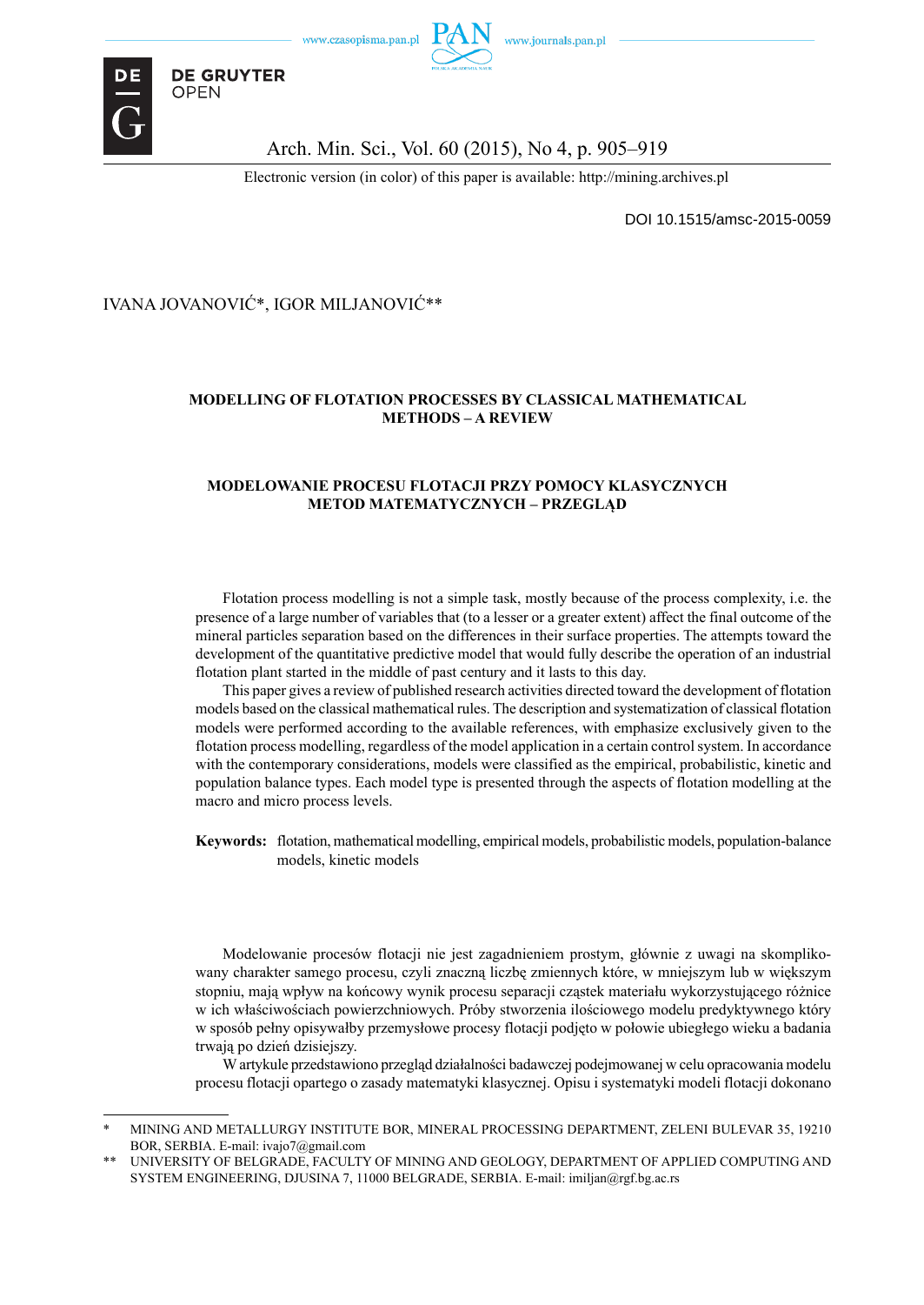DOI 10.1515/amsc-2015-0059

IVANA JOVANOVIĆ*, IGOR MILJANOVIĆ**

# MODELLING OF FLOTATION PROCESSES BY CLASSICAL MATHEMATICAL METHODS – A REVIEW

## MODELOWANIE PROCESU FLOTACJI PRZY POMOCY KLASYCZNYCH METOD MATEMATYCZNYCH – PRZEGLĄD

Flotation process modelling is not a simple task, mostly because of the process complexity, i.e. the presence of a large number of variables that (to a lesser or a greater extent) affect the final outcome of the mineral particles separation based on the differences in their surface properties. The attempts toward the development of the quantitative predictive model that would fully describe the operation of an industrial flotation plant started in the middle of past century and it lasts to this day.

This paper gives a review of published research activities directed toward the development of flotation models based on the classical mathematical rules. The description and systematization of classical flotation models were performed according to the available references, with emphasize exclusively given to the flotation process modelling, regardless of the model application in a certain control system. In accordance with the contemporary considerations, models were classified as the empirical, probabilistic, kinetic and population balance types. Each model type is presented through the aspects of flotation modelling at the macro and micro process levels.

**Keywords:** flotation, mathematical modelling, empirical models, probabilistic models, population-balance models, kinetic models

Modelowanie procesów flotacji nie jest zagadnieniem prostym, głównie z uwagi na skomplikowany charakter samego procesu, czyli znaczną liczbę zmiennych które, w mniejszym lub w większym stopniu, mają wpływ na końcowy wynik procesu separacji cząstek materiału wykorzystującego różnice w ich właściwościach powierzchniowych. Próby stworzenia ilościowego modelu predyktywnego który w sposób pełny opisywałby przemysłowe procesy flotacji podjęto w połowie ubiegłego wieku a badania trwają po dzień dzisiejszy.

W artykule przedstawiono przegląd działalności badawczej podejmowanej w celu opracowania modelu procesu flotacji opartego o zasady matematyki klasycznej. Opisu i systematyki modeli flotacji dokonano

---

\* MINING AND METALLURGY INSTITUTE BOR, MINERAL PROCESSING DEPARTMENT, ZELENI BULEVAR 35, 19210 BOR, SERBIA. E-mail: ivajo7@gmail.com

\*\* UNIVERSITY OF BELGRADE, FACULTY OF MINING AND GEOLOGY, DEPARTMENT OF APPLIED COMPUTING AND SYSTEM ENGINEERING, DJUSINA 7, 11000 BELGRADE, SERBIA. E-mail: imiljan@rgf.bg.ac.rs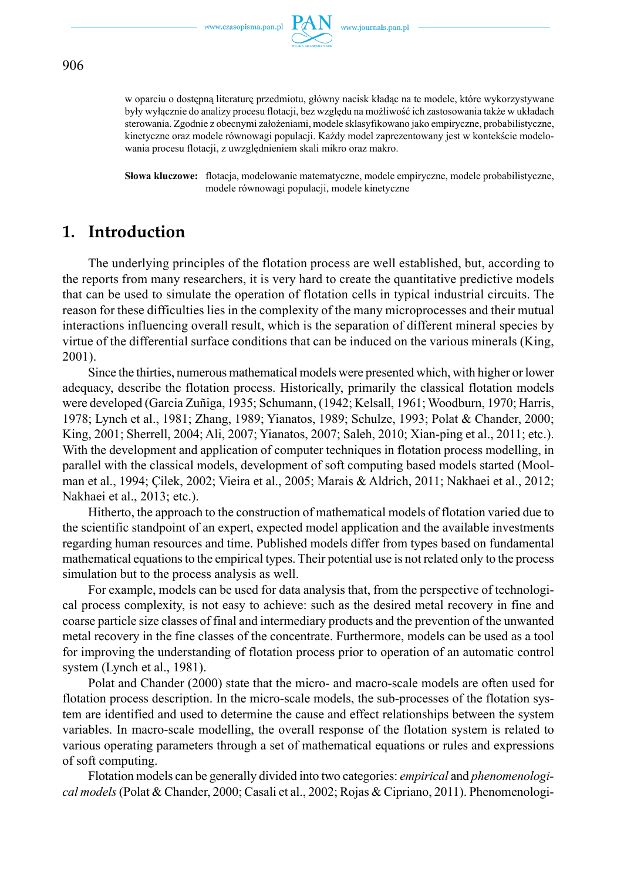w oparciu o dostępną literaturę przedmiotu, główny nacisk kładąc na te modele, które wykorzystywane były wyłącznie do analizy procesu flotacji, bez względu na możliwość ich zastosowania także w układach sterowania. Zgodnie z obecnymi założeniami, modele sklasyfikowano jako empiryczne, probabilistyczne, kinetyczne oraz modele równowagi populacji. Każdy model zaprezentowany jest w kontekście modelowania procesu flotacji, z uwzględnieniem skali mikro oraz makro.

**Słowa kluczowe:** flotacja, modelowanie matematyczne, modele empiryczne, modele probabilistyczne, modele równowagi populacji, modele kinetyczne

## 1. Introduction

The underlying principles of the flotation process are well established, but, according to the reports from many researchers, it is very hard to create the quantitative predictive models that can be used to simulate the operation of flotation cells in typical industrial circuits. The reason for these difficulties lies in the complexity of the many microprocesses and their mutual interactions influencing overall result, which is the separation of different mineral species by virtue of the differential surface conditions that can be induced on the various minerals (King, 2001).

Since the thirties, numerous mathematical models were presented which, with higher or lower adequacy, describe the flotation process. Historically, primarily the classical flotation models were developed (Garcia Zuñiga, 1935; Schumann, (1942; Kelsall, 1961; Woodburn, 1970; Harris, 1978; Lynch et al., 1981; Zhang, 1989; Yianatos, 1989; Schulze, 1993; Polat & Chander, 2000; King, 2001; Sherrell, 2004; Ali, 2007; Yianatos, 2007; Saleh, 2010; Xian-ping et al., 2011; etc.). With the development and application of computer techniques in flotation process modelling, in parallel with the classical models, development of soft computing based models started (Moolman et al., 1994; Çilek, 2002; Vieira et al., 2005; Marais & Aldrich, 2011; Nakhaei et al., 2012; Nakhaei et al., 2013; etc.).

Hitherto, the approach to the construction of mathematical models of flotation varied due to the scientific standpoint of an expert, expected model application and the available investments regarding human resources and time. Published models differ from types based on fundamental mathematical equations to the empirical types. Their potential use is not related only to the process simulation but to the process analysis as well.

For example, models can be used for data analysis that, from the perspective of technological process complexity, is not easy to achieve: such as the desired metal recovery in fine and coarse particle size classes of final and intermediary products and the prevention of the unwanted metal recovery in the fine classes of the concentrate. Furthermore, models can be used as a tool for improving the understanding of flotation process prior to operation of an automatic control system (Lynch et al., 1981).

Polat and Chander (2000) state that the micro- and macro-scale models are often used for flotation process description. In the micro-scale models, the sub-processes of the flotation system are identified and used to determine the cause and effect relationships between the system variables. In macro-scale modelling, the overall response of the flotation system is related to various operating parameters through a set of mathematical equations or rules and expressions of soft computing.

Flotation models can be generally divided into two categories: *empirical* and *phenomenological models* (Polat & Chander, 2000; Casali et al., 2002; Rojas & Cipriano, 2011). Phenomenologi-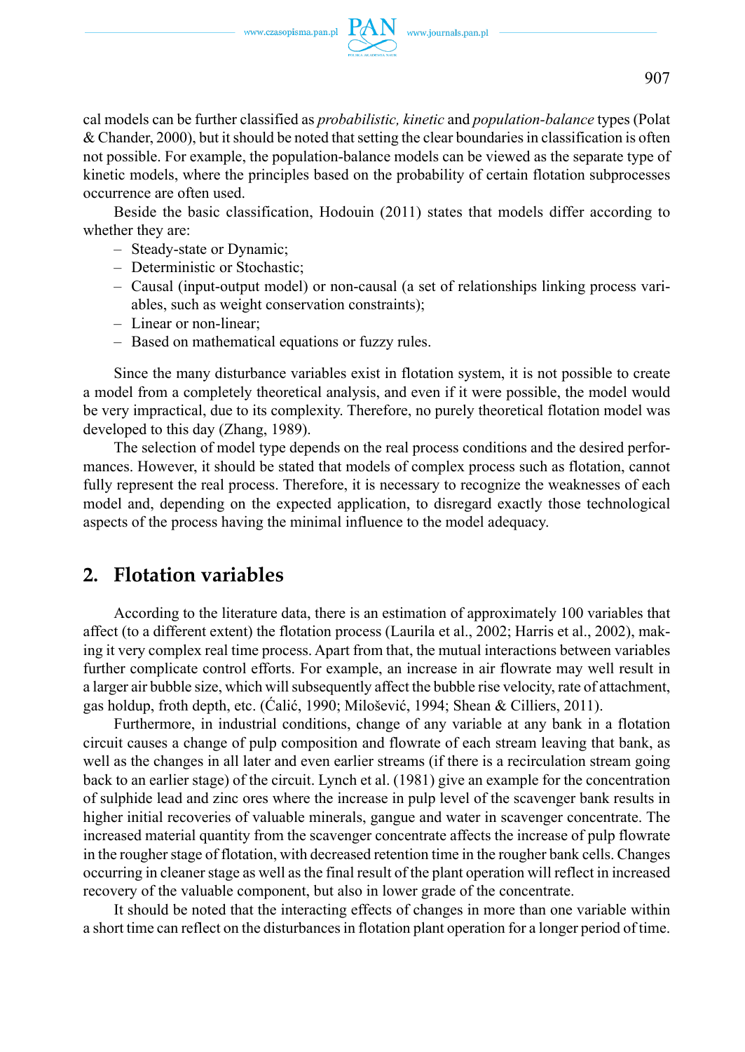cal models can be further classified as *probabilistic, kinetic* and *population-balance* types (Polat & Chander, 2000), but it should be noted that setting the clear boundaries in classification is often not possible. For example, the population-balance models can be viewed as the separate type of kinetic models, where the principles based on the probability of certain flotation subprocesses occurrence are often used.

Beside the basic classification, Hodouin (2011) states that models differ according to whether they are:

- Steady-state or Dynamic;
- Deterministic or Stochastic;
- Causal (input-output model) or non-causal (a set of relationships linking process variables, such as weight conservation constraints);
- Linear or non-linear;
- Based on mathematical equations or fuzzy rules.

Since the many disturbance variables exist in flotation system, it is not possible to create a model from a completely theoretical analysis, and even if it were possible, the model would be very impractical, due to its complexity. Therefore, no purely theoretical flotation model was developed to this day (Zhang, 1989).

The selection of model type depends on the real process conditions and the desired performances. However, it should be stated that models of complex process such as flotation, cannot fully represent the real process. Therefore, it is necessary to recognize the weaknesses of each model and, depending on the expected application, to disregard exactly those technological aspects of the process having the minimal influence to the model adequacy.

## 2. Flotation variables

According to the literature data, there is an estimation of approximately 100 variables that affect (to a different extent) the flotation process (Laurila et al., 2002; Harris et al., 2002), making it very complex real time process. Apart from that, the mutual interactions between variables further complicate control efforts. For example, an increase in air flowrate may well result in a larger air bubble size, which will subsequently affect the bubble rise velocity, rate of attachment, gas holdup, froth depth, etc. (Ćalić, 1990; Milošević, 1994; Shean & Cilliers, 2011).

Furthermore, in industrial conditions, change of any variable at any bank in a flotation circuit causes a change of pulp composition and flowrate of each stream leaving that bank, as well as the changes in all later and even earlier streams (if there is a recirculation stream going back to an earlier stage) of the circuit. Lynch et al. (1981) give an example for the concentration of sulphide lead and zinc ores where the increase in pulp level of the scavenger bank results in higher initial recoveries of valuable minerals, gangue and water in scavenger concentrate. The increased material quantity from the scavenger concentrate affects the increase of pulp flowrate in the rougher stage of flotation, with decreased retention time in the rougher bank cells. Changes occurring in cleaner stage as well as the final result of the plant operation will reflect in increased recovery of the valuable component, but also in lower grade of the concentrate.

It should be noted that the interacting effects of changes in more than one variable within a short time can reflect on the disturbances in flotation plant operation for a longer period of time.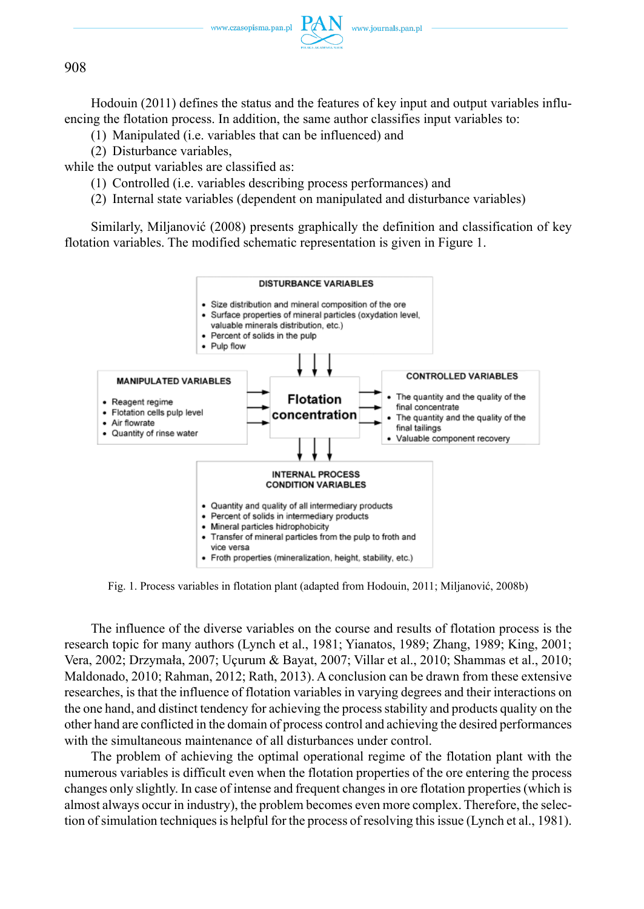Hodouin (2011) defines the status and the features of key input and output variables influencing the flotation process. In addition, the same author classifies input variables to:

(1) Manipulated (i.e. variables that can be influenced) and
(2) Disturbance variables,

while the output variables are classified as:

(1) Controlled (i.e. variables describing process performances) and
(2) Internal state variables (dependent on manipulated and disturbance variables)

Similarly, Miljanović (2008) presents graphically the definition and classification of key flotation variables. The modified schematic representation is given in Figure 1.

**DISTURBANCE VARIABLES**

- Size distribution and mineral composition of the ore
- Surface properties of mineral particles (oxydation level, valuable minerals distribution, etc.)
- Percent of solids in the pulp
- Pulp flow

**MANIPULATED VARIABLES**

- Reagent regime
- Flotation cells pulp level
- Air flowrate
- Quantity of rinse water

**Flotation concentration**

**CONTROLLED VARIABLES**

- The quantity and the quality of the final concentrate
- The quantity and the quality of the final tailings
- Valuable component recovery

**INTERNAL PROCESS CONDITION VARIABLES**

- Quantity and quality of all intermediary products
- Percent of solids in intermediary products
- Mineral particles hidrophobicity
- Transfer of mineral particles from the pulp to froth and vice versa
- Froth properties (mineralization, height, stability, etc.)

Fig. 1. Process variables in flotation plant (adapted from Hodouin, 2011; Miljanović, 2008b)

The influence of the diverse variables on the course and results of flotation process is the research topic for many authors (Lynch et al., 1981; Yianatos, 1989; Zhang, 1989; King, 2001; Vera, 2002; Drzymała, 2007; Uçurum & Bayat, 2007; Villar et al., 2010; Shammas et al., 2010; Maldonado, 2010; Rahman, 2012; Rath, 2013). A conclusion can be drawn from these extensive researches, is that the influence of flotation variables in varying degrees and their interactions on the one hand, and distinct tendency for achieving the process stability and products quality on the other hand are conflicted in the domain of process control and achieving the desired performances with the simultaneous maintenance of all disturbances under control.

The problem of achieving the optimal operational regime of the flotation plant with the numerous variables is difficult even when the flotation properties of the ore entering the process changes only slightly. In case of intense and frequent changes in ore flotation properties (which is almost always occur in industry), the problem becomes even more complex. Therefore, the selection of simulation techniques is helpful for the process of resolving this issue (Lynch et al., 1981).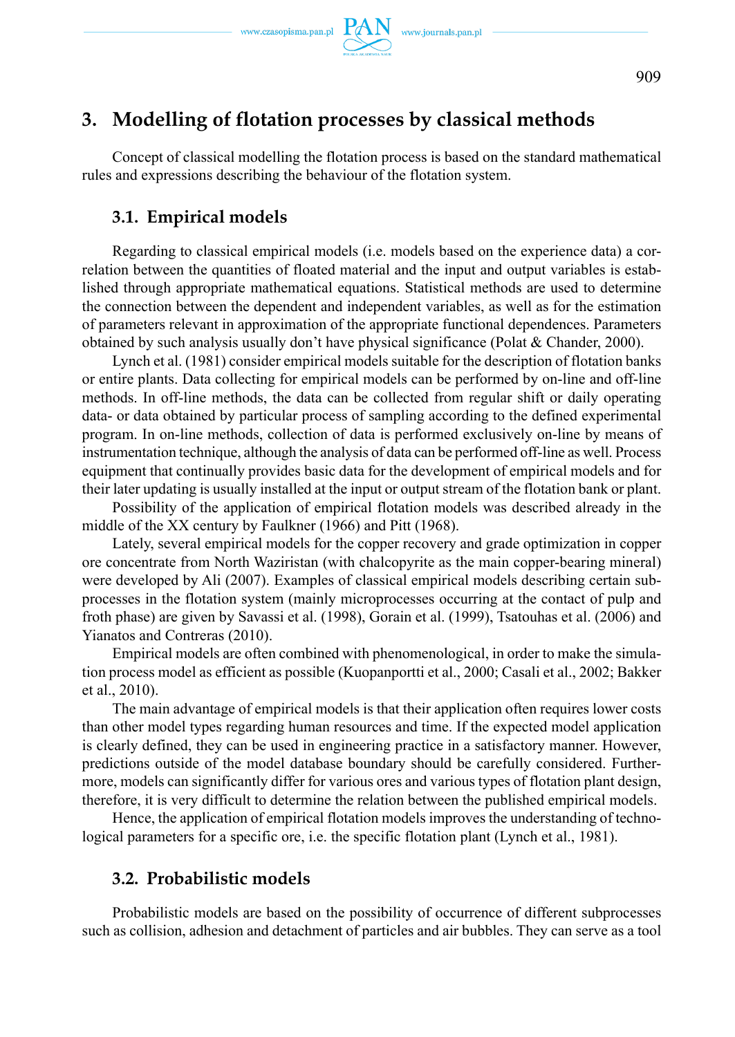## 3. Modelling of flotation processes by classical methods

Concept of classical modelling the flotation process is based on the standard mathematical rules and expressions describing the behaviour of the flotation system.

### 3.1. Empirical models

Regarding to classical empirical models (i.e. models based on the experience data) a correlation between the quantities of floated material and the input and output variables is established through appropriate mathematical equations. Statistical methods are used to determine the connection between the dependent and independent variables, as well as for the estimation of parameters relevant in approximation of the appropriate functional dependences. Parameters obtained by such analysis usually don't have physical significance (Polat & Chander, 2000).

Lynch et al. (1981) consider empirical models suitable for the description of flotation banks or entire plants. Data collecting for empirical models can be performed by on-line and off-line methods. In off-line methods, the data can be collected from regular shift or daily operating data- or data obtained by particular process of sampling according to the defined experimental program. In on-line methods, collection of data is performed exclusively on-line by means of instrumentation technique, although the analysis of data can be performed off-line as well. Process equipment that continually provides basic data for the development of empirical models and for their later updating is usually installed at the input or output stream of the flotation bank or plant.

Possibility of the application of empirical flotation models was described already in the middle of the XX century by Faulkner (1966) and Pitt (1968).

Lately, several empirical models for the copper recovery and grade optimization in copper ore concentrate from North Waziristan (with chalcopyrite as the main copper-bearing mineral) were developed by Ali (2007). Examples of classical empirical models describing certain subprocesses in the flotation system (mainly microprocesses occurring at the contact of pulp and froth phase) are given by Savassi et al. (1998), Gorain et al. (1999), Tsatouhas et al. (2006) and Yianatos and Contreras (2010).

Empirical models are often combined with phenomenological, in order to make the simulation process model as efficient as possible (Kuopanportti et al., 2000; Casali et al., 2002; Bakker et al., 2010).

The main advantage of empirical models is that their application often requires lower costs than other model types regarding human resources and time. If the expected model application is clearly defined, they can be used in engineering practice in a satisfactory manner. However, predictions outside of the model database boundary should be carefully considered. Furthermore, models can significantly differ for various ores and various types of flotation plant design, therefore, it is very difficult to determine the relation between the published empirical models.

Hence, the application of empirical flotation models improves the understanding of technological parameters for a specific ore, i.e. the specific flotation plant (Lynch et al., 1981).

### 3.2. Probabilistic models

Probabilistic models are based on the possibility of occurrence of different subprocesses such as collision, adhesion and detachment of particles and air bubbles. They can serve as a tool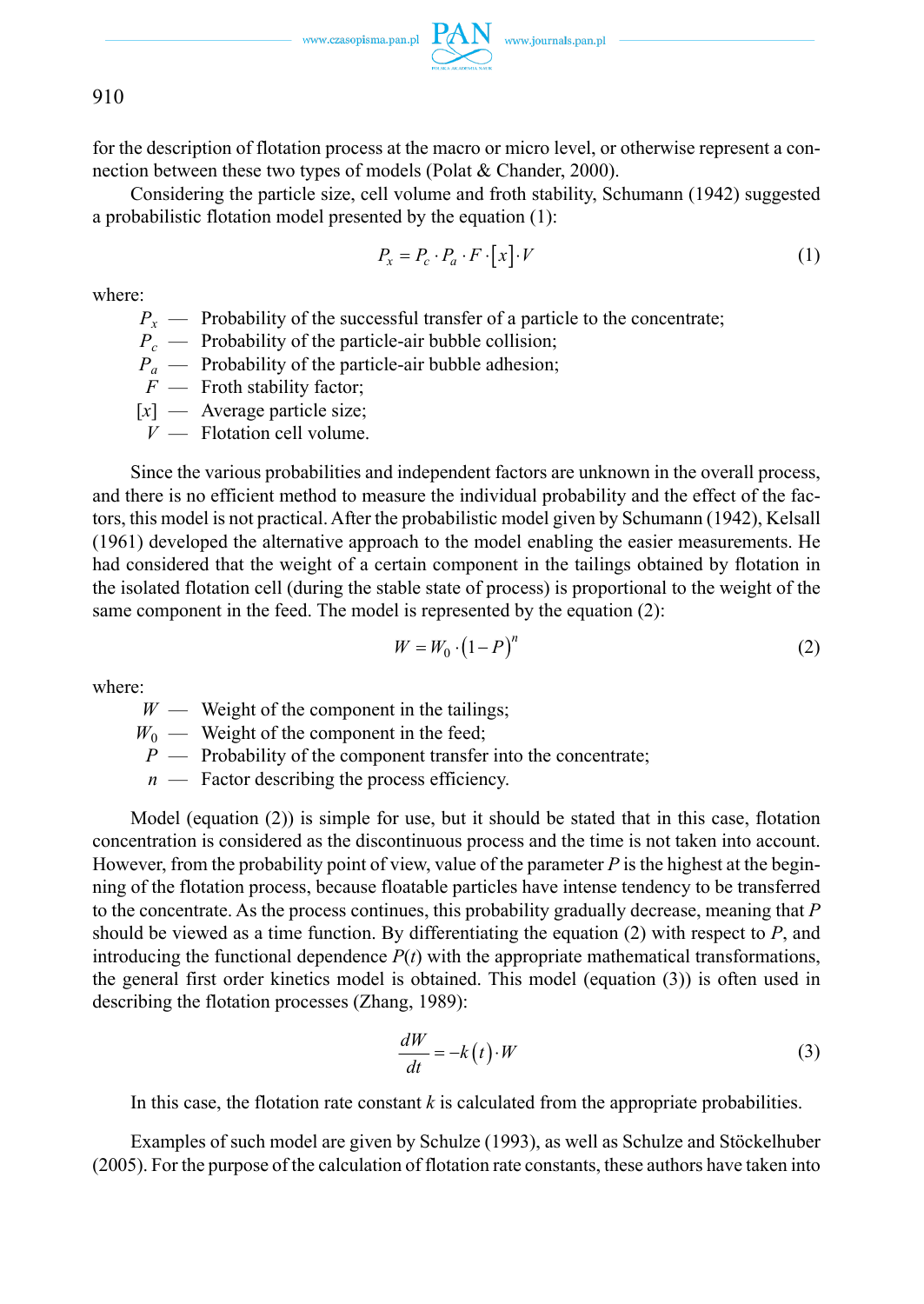for the description of flotation process at the macro or micro level, or otherwise represent a connection between these two types of models (Polat & Chander, 2000).

Considering the particle size, cell volume and froth stability, Schumann (1942) suggested a probabilistic flotation model presented by the equation (1):

$$P_x = P_c \cdot P_a \cdot F \cdot [x] \cdot V \tag{1}$$

where:

- $P_x$ — Probability of the successful transfer of a particle to the concentrate;
- $P_c$ — Probability of the particle-air bubble collision;
- $P_a$ — Probability of the particle-air bubble adhesion;
- $F$ — Froth stability factor;
- $[x]$ — Average particle size;
- $V$ — Flotation cell volume.

Since the various probabilities and independent factors are unknown in the overall process, and there is no efficient method to measure the individual probability and the effect of the factors, this model is not practical. After the probabilistic model given by Schumann (1942), Kelsall (1961) developed the alternative approach to the model enabling the easier measurements. He had considered that the weight of a certain component in the tailings obtained by flotation in the isolated flotation cell (during the stable state of process) is proportional to the weight of the same component in the feed. The model is represented by the equation (2):

$$W = W_0 \cdot (1 - P)^n \tag{2}$$

where:

- $W$ — Weight of the component in the tailings;
- $W_0$ — Weight of the component in the feed;
- $P$ — Probability of the component transfer into the concentrate;
- $n$ — Factor describing the process efficiency.

Model (equation (2)) is simple for use, but it should be stated that in this case, flotation concentration is considered as the discontinuous process and the time is not taken into account. However, from the probability point of view, value of the parameter $P$ is the highest at the beginning of the flotation process, because floatable particles have intense tendency to be transferred to the concentrate. As the process continues, this probability gradually decrease, meaning that $P$ should be viewed as a time function. By differentiating the equation (2) with respect to $P$, and introducing the functional dependence $P(t)$ with the appropriate mathematical transformations, the general first order kinetics model is obtained. This model (equation (3)) is often used in describing the flotation processes (Zhang, 1989):

$$\frac{dW}{dt} = -k(t) \cdot W \tag{3}$$

In this case, the flotation rate constant $k$ is calculated from the appropriate probabilities.

Examples of such model are given by Schulze (1993), as well as Schulze and Stöckelhuber (2005). For the purpose of the calculation of flotation rate constants, these authors have taken into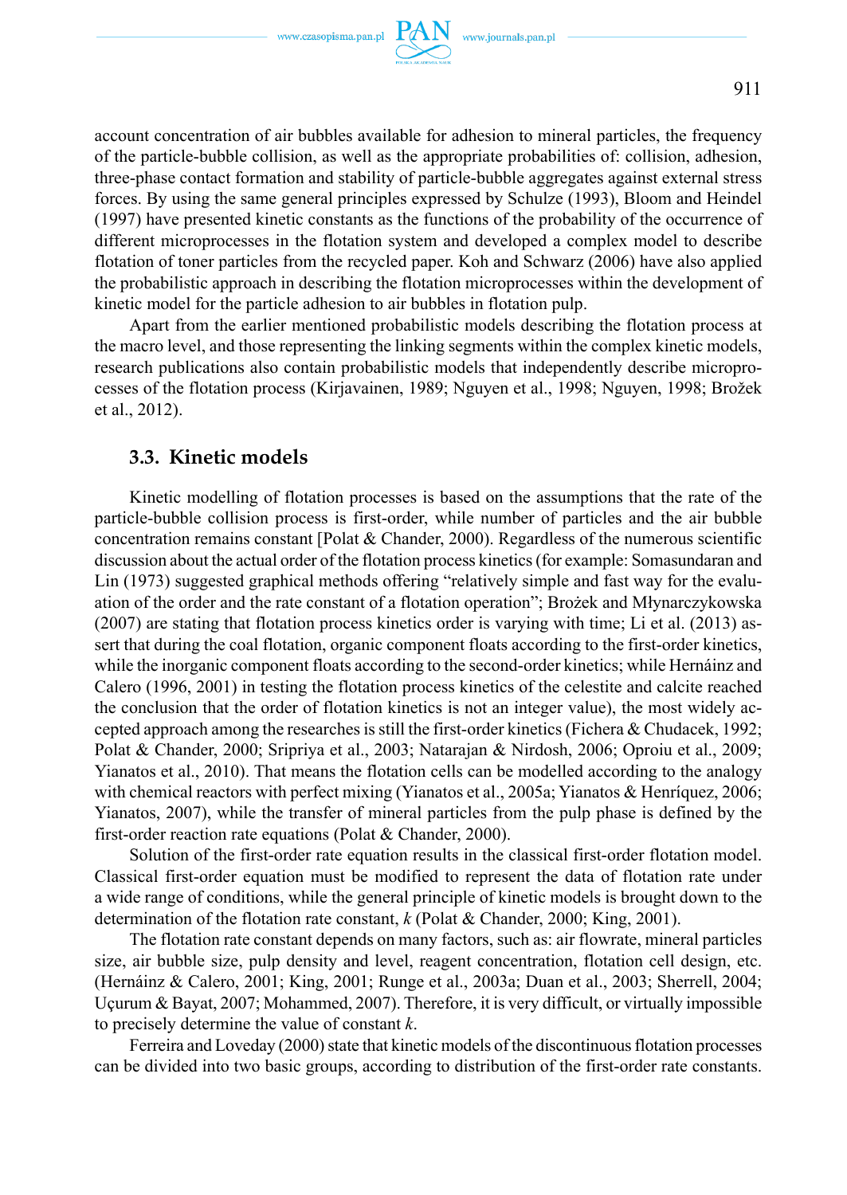account concentration of air bubbles available for adhesion to mineral particles, the frequency of the particle-bubble collision, as well as the appropriate probabilities of: collision, adhesion, three-phase contact formation and stability of particle-bubble aggregates against external stress forces. By using the same general principles expressed by Schulze (1993), Bloom and Heindel (1997) have presented kinetic constants as the functions of the probability of the occurrence of different microprocesses in the flotation system and developed a complex model to describe flotation of toner particles from the recycled paper. Koh and Schwarz (2006) have also applied the probabilistic approach in describing the flotation microprocesses within the development of kinetic model for the particle adhesion to air bubbles in flotation pulp.

Apart from the earlier mentioned probabilistic models describing the flotation process at the macro level, and those representing the linking segments within the complex kinetic models, research publications also contain probabilistic models that independently describe microprocesses of the flotation process (Kirjavainen, 1989; Nguyen et al., 1998; Nguyen, 1998; Brożek et al., 2012).

### 3.3. Kinetic models

Kinetic modelling of flotation processes is based on the assumptions that the rate of the particle-bubble collision process is first-order, while number of particles and the air bubble concentration remains constant [Polat & Chander, 2000). Regardless of the numerous scientific discussion about the actual order of the flotation process kinetics (for example: Somasundaran and Lin (1973) suggested graphical methods offering "relatively simple and fast way for the evaluation of the order and the rate constant of a flotation operation"; Brożek and Młynarczykowska (2007) are stating that flotation process kinetics order is varying with time; Li et al. (2013) assert that during the coal flotation, organic component floats according to the first-order kinetics, while the inorganic component floats according to the second-order kinetics; while Hernáinz and Calero (1996, 2001) in testing the flotation process kinetics of the celestite and calcite reached the conclusion that the order of flotation kinetics is not an integer value), the most widely accepted approach among the researches is still the first-order kinetics (Fichera & Chudacek, 1992; Polat & Chander, 2000; Sripriya et al., 2003; Natarajan & Nirdosh, 2006; Oproiu et al., 2009; Yianatos et al., 2010). That means the flotation cells can be modelled according to the analogy with chemical reactors with perfect mixing (Yianatos et al., 2005a; Yianatos & Henríquez, 2006; Yianatos, 2007), while the transfer of mineral particles from the pulp phase is defined by the first-order reaction rate equations (Polat & Chander, 2000).

Solution of the first-order rate equation results in the classical first-order flotation model. Classical first-order equation must be modified to represent the data of flotation rate under a wide range of conditions, while the general principle of kinetic models is brought down to the determination of the flotation rate constant, $k$ (Polat & Chander, 2000; King, 2001).

The flotation rate constant depends on many factors, such as: air flowrate, mineral particles size, air bubble size, pulp density and level, reagent concentration, flotation cell design, etc. (Hernáinz & Calero, 2001; King, 2001; Runge et al., 2003a; Duan et al., 2003; Sherrell, 2004; Uçurum & Bayat, 2007; Mohammed, 2007). Therefore, it is very difficult, or virtually impossible to precisely determine the value of constant $k$.

Ferreira and Loveday (2000) state that kinetic models of the discontinuous flotation processes can be divided into two basic groups, according to distribution of the first-order rate constants.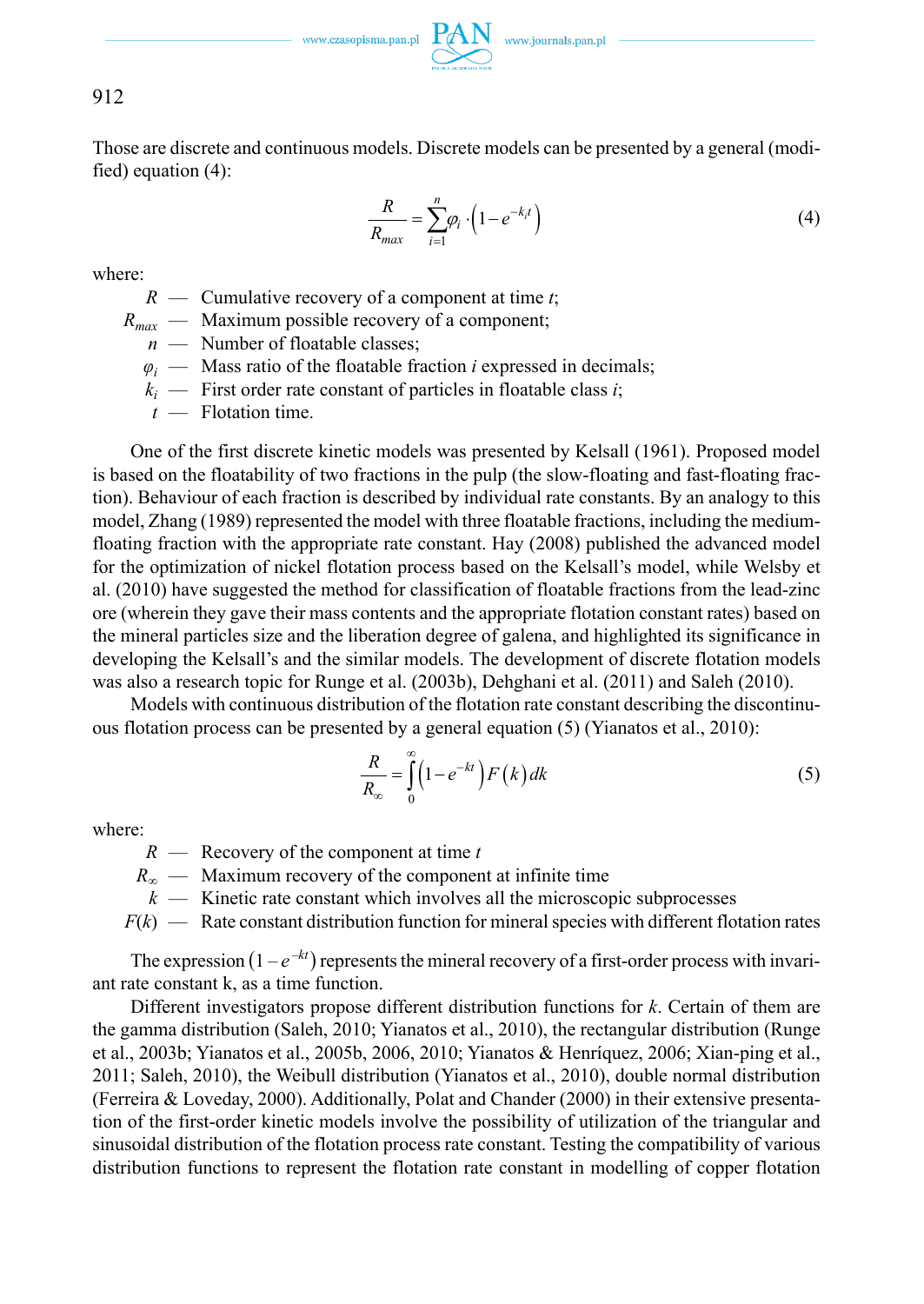Those are discrete and continuous models. Discrete models can be presented by a general (modified) equation (4):

$$\frac{R}{R_{max}} = \sum_{i=1}^{n} \varphi_i \cdot \left(1 - e^{-k_i t}\right) \tag{4}$$

where:

- $R$ — Cumulative recovery of a component at time $t$;
- $R_{max}$ — Maximum possible recovery of a component;
- $n$ — Number of floatable classes;
- $\varphi_i$ — Mass ratio of the floatable fraction $i$ expressed in decimals;
- $k_i$ — First order rate constant of particles in floatable class $i$;
- $t$ — Flotation time.

One of the first discrete kinetic models was presented by Kelsall (1961). Proposed model is based on the floatability of two fractions in the pulp (the slow-floating and fast-floating fraction). Behaviour of each fraction is described by individual rate constants. By an analogy to this model, Zhang (1989) represented the model with three floatable fractions, including the medium-floating fraction with the appropriate rate constant. Hay (2008) published the advanced model for the optimization of nickel flotation process based on the Kelsall's model, while Welsby et al. (2010) have suggested the method for classification of floatable fractions from the lead-zinc ore (wherein they gave their mass contents and the appropriate flotation constant rates) based on the mineral particles size and the liberation degree of galena, and highlighted its significance in developing the Kelsall's and the similar models. The development of discrete flotation models was also a research topic for Runge et al. (2003b), Dehghani et al. (2011) and Saleh (2010).

Models with continuous distribution of the flotation rate constant describing the discontinuous flotation process can be presented by a general equation (5) (Yianatos et al., 2010):

$$\frac{R}{R_{\infty}} = \int_{0}^{\infty} \left(1 - e^{-kt}\right) F(k)\, dk \tag{5}$$

where:

- $R$ — Recovery of the component at time $t$
- $R_{\infty}$ — Maximum recovery of the component at infinite time
- $k$ — Kinetic rate constant which involves all the microscopic subprocesses
- $F(k)$ — Rate constant distribution function for mineral species with different flotation rates

The expression $\left(1 - e^{-kt}\right)$ represents the mineral recovery of a first-order process with invariant rate constant k, as a time function.

Different investigators propose different distribution functions for $k$. Certain of them are the gamma distribution (Saleh, 2010; Yianatos et al., 2010), the rectangular distribution (Runge et al., 2003b; Yianatos et al., 2005b, 2006, 2010; Yianatos & Henríquez, 2006; Xian-ping et al., 2011; Saleh, 2010), the Weibull distribution (Yianatos et al., 2010), double normal distribution (Ferreira & Loveday, 2000). Additionally, Polat and Chander (2000) in their extensive presentation of the first-order kinetic models involve the possibility of utilization of the triangular and sinusoidal distribution of the flotation process rate constant. Testing the compatibility of various distribution functions to represent the flotation rate constant in modelling of copper flotation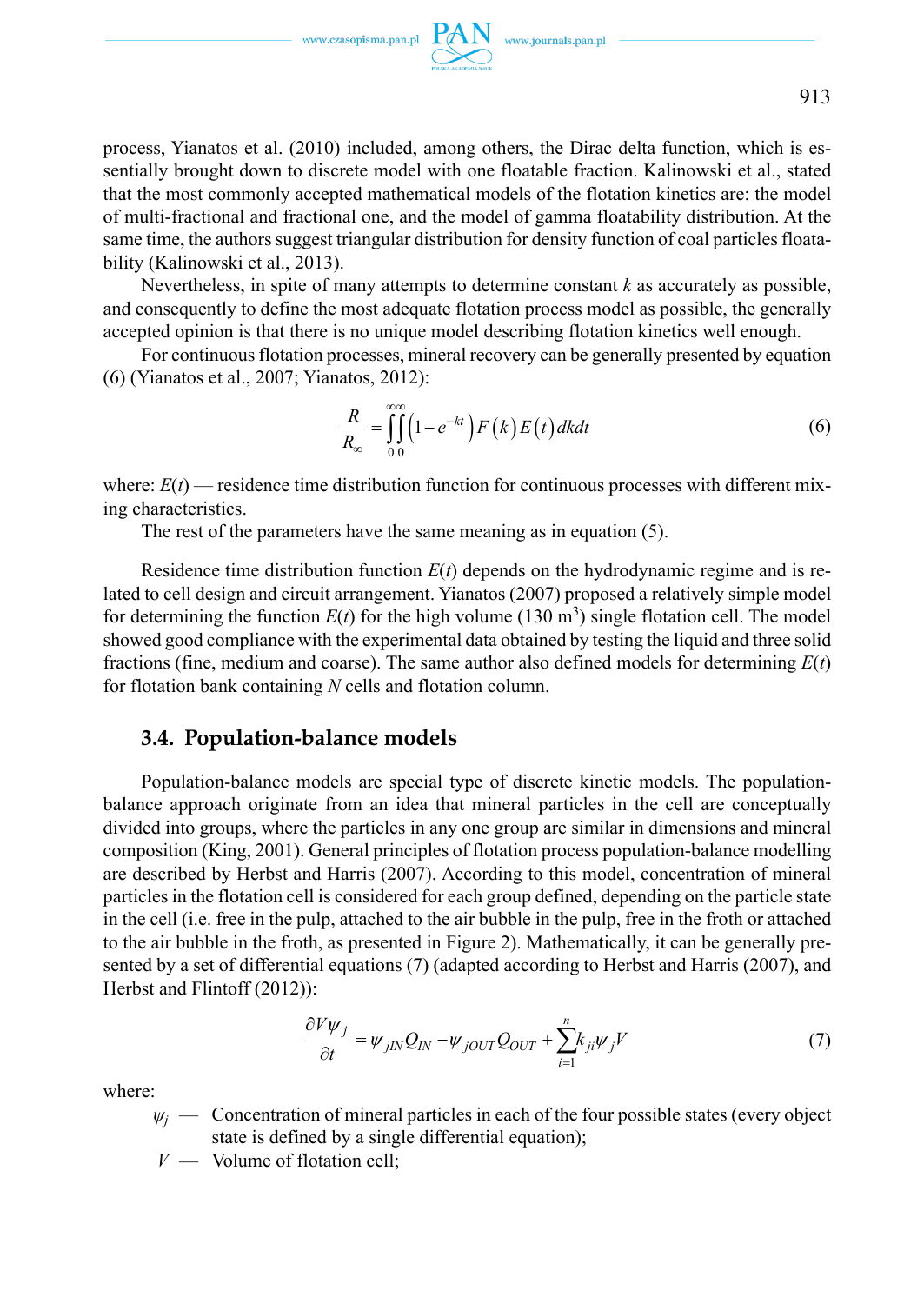process, Yianatos et al. (2010) included, among others, the Dirac delta function, which is essentially brought down to discrete model with one floatable fraction. Kalinowski et al., stated that the most commonly accepted mathematical models of the flotation kinetics are: the model of multi-fractional and fractional one, and the model of gamma floatability distribution. At the same time, the authors suggest triangular distribution for density function of coal particles floatability (Kalinowski et al., 2013).

Nevertheless, in spite of many attempts to determine constant $k$ as accurately as possible, and consequently to define the most adequate flotation process model as possible, the generally accepted opinion is that there is no unique model describing flotation kinetics well enough.

For continuous flotation processes, mineral recovery can be generally presented by equation (6) (Yianatos et al., 2007; Yianatos, 2012):

$$\frac{R}{R_\infty} = \int_0^\infty \int_0^\infty \left(1 - e^{-kt}\right) F(k) E(t) \, dk dt \tag{6}$$

where: $E(t)$ — residence time distribution function for continuous processes with different mixing characteristics.

The rest of the parameters have the same meaning as in equation (5).

Residence time distribution function $E(t)$ depends on the hydrodynamic regime and is related to cell design and circuit arrangement. Yianatos (2007) proposed a relatively simple model for determining the function $E(t)$ for the high volume (130 $m^3$) single flotation cell. The model showed good compliance with the experimental data obtained by testing the liquid and three solid fractions (fine, medium and coarse). The same author also defined models for determining $E(t)$ for flotation bank containing $N$ cells and flotation column.

### 3.4. Population-balance models

Population-balance models are special type of discrete kinetic models. The population-balance approach originate from an idea that mineral particles in the cell are conceptually divided into groups, where the particles in any one group are similar in dimensions and mineral composition (King, 2001). General principles of flotation process population-balance modelling are described by Herbst and Harris (2007). According to this model, concentration of mineral particles in the flotation cell is considered for each group defined, depending on the particle state in the cell (i.e. free in the pulp, attached to the air bubble in the pulp, free in the froth or attached to the air bubble in the froth, as presented in Figure 2). Mathematically, it can be generally presented by a set of differential equations (7) (adapted according to Herbst and Harris (2007), and Herbst and Flintoff (2012)):

$$\frac{\partial V \psi_j}{\partial t} = \psi_{jIN} Q_{IN} - \psi_{jOUT} Q_{OUT} + \sum_{i=1}^{n} k_{ji} \psi_j V \tag{7}$$

where:

- $\psi_j$ — Concentration of mineral particles in each of the four possible states (every object state is defined by a single differential equation);
- $V$ — Volume of flotation cell;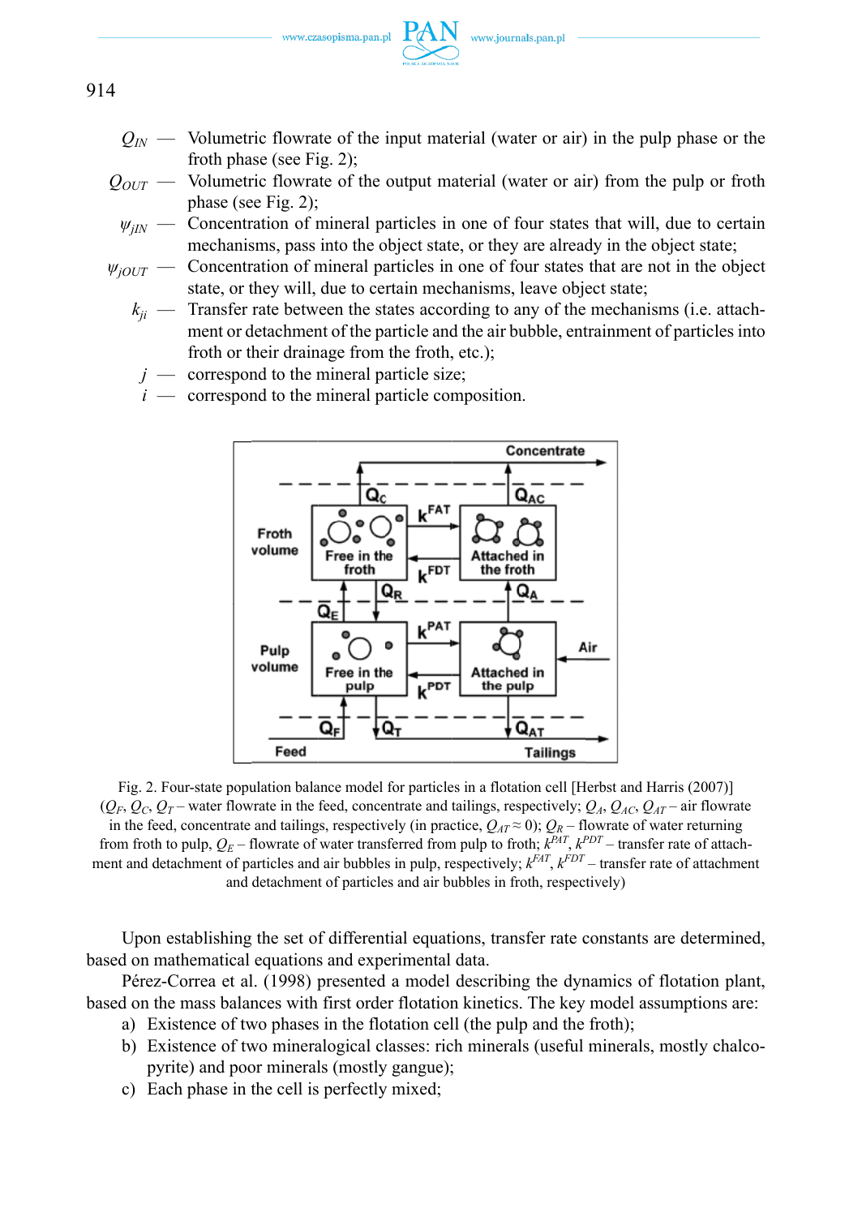$Q_{IN}$ — Volumetric flowrate of the input material (water or air) in the pulp phase or the froth phase (see Fig. 2);

$Q_{OUT}$ — Volumetric flowrate of the output material (water or air) from the pulp or froth phase (see Fig. 2);

$\psi_{jIN}$ — Concentration of mineral particles in one of four states that will, due to certain mechanisms, pass into the object state, or they are already in the object state;

$\psi_{jOUT}$ — Concentration of mineral particles in one of four states that are not in the object state, or they will, due to certain mechanisms, leave object state;

$k_{ji}$ — Transfer rate between the states according to any of the mechanisms (i.e. attachment or detachment of the particle and the air bubble, entrainment of particles into froth or their drainage from the froth, etc.);

$j$ — correspond to the mineral particle size;

$i$ — correspond to the mineral particle composition.

Fig. 2. Four-state population balance model for particles in a flotation cell [Herbst and Harris (2007)] ($Q_F$, $Q_C$, $Q_T$ – water flowrate in the feed, concentrate and tailings, respectively; $Q_A$, $Q_{AC}$, $Q_{AT}$ – air flowrate in the feed, concentrate and tailings, respectively (in practice, $Q_{AT} \approx 0$); $Q_R$ – flowrate of water returning from froth to pulp, $Q_E$ – flowrate of water transferred from pulp to froth; $k^{PAT}$, $k^{PDT}$ – transfer rate of attachment and detachment of particles and air bubbles in pulp, respectively; $k^{FAT}$, $k^{FDT}$ – transfer rate of attachment and detachment of particles and air bubbles in froth, respectively)

Upon establishing the set of differential equations, transfer rate constants are determined, based on mathematical equations and experimental data.

Pérez-Correa et al. (1998) presented a model describing the dynamics of flotation plant, based on the mass balances with first order flotation kinetics. The key model assumptions are:

a) Existence of two phases in the flotation cell (the pulp and the froth);
b) Existence of two mineralogical classes: rich minerals (useful minerals, mostly chalcopyrite) and poor minerals (mostly gangue);
c) Each phase in the cell is perfectly mixed;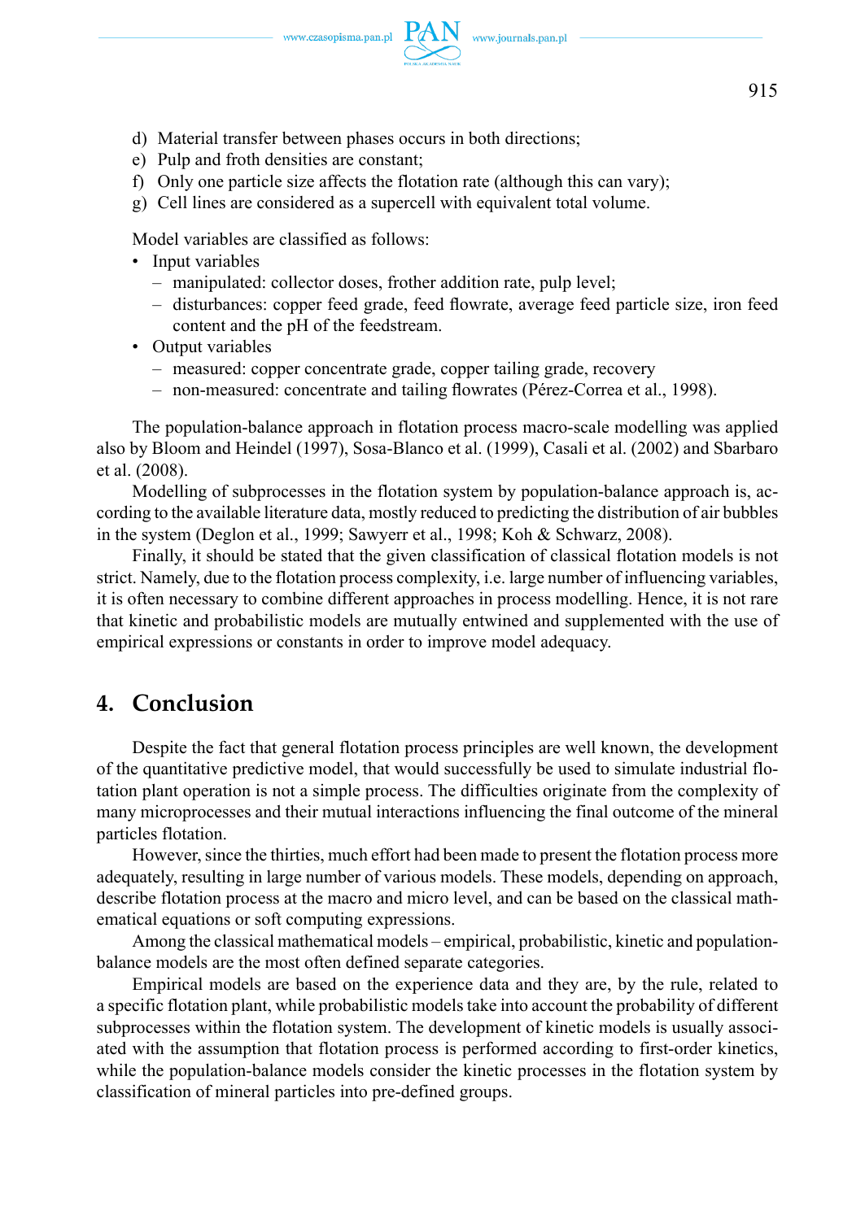d) Material transfer between phases occurs in both directions;
e) Pulp and froth densities are constant;
f) Only one particle size affects the flotation rate (although this can vary);
g) Cell lines are considered as a supercell with equivalent total volume.

Model variables are classified as follows:

- Input variables
  - manipulated: collector doses, frother addition rate, pulp level;
  - disturbances: copper feed grade, feed flowrate, average feed particle size, iron feed content and the pH of the feedstream.
- Output variables
  - measured: copper concentrate grade, copper tailing grade, recovery
  - non-measured: concentrate and tailing flowrates (Pérez-Correa et al., 1998).

The population-balance approach in flotation process macro-scale modelling was applied also by Bloom and Heindel (1997), Sosa-Blanco et al. (1999), Casali et al. (2002) and Sbarbaro et al. (2008).

Modelling of subprocesses in the flotation system by population-balance approach is, according to the available literature data, mostly reduced to predicting the distribution of air bubbles in the system (Deglon et al., 1999; Sawyerr et al., 1998; Koh & Schwarz, 2008).

Finally, it should be stated that the given classification of classical flotation models is not strict. Namely, due to the flotation process complexity, i.e. large number of influencing variables, it is often necessary to combine different approaches in process modelling. Hence, it is not rare that kinetic and probabilistic models are mutually entwined and supplemented with the use of empirical expressions or constants in order to improve model adequacy.

## 4. Conclusion

Despite the fact that general flotation process principles are well known, the development of the quantitative predictive model, that would successfully be used to simulate industrial flotation plant operation is not a simple process. The difficulties originate from the complexity of many microprocesses and their mutual interactions influencing the final outcome of the mineral particles flotation.

However, since the thirties, much effort had been made to present the flotation process more adequately, resulting in large number of various models. These models, depending on approach, describe flotation process at the macro and micro level, and can be based on the classical mathematical equations or soft computing expressions.

Among the classical mathematical models – empirical, probabilistic, kinetic and population-balance models are the most often defined separate categories.

Empirical models are based on the experience data and they are, by the rule, related to a specific flotation plant, while probabilistic models take into account the probability of different subprocesses within the flotation system. The development of kinetic models is usually associated with the assumption that flotation process is performed according to first-order kinetics, while the population-balance models consider the kinetic processes in the flotation system by classification of mineral particles into pre-defined groups.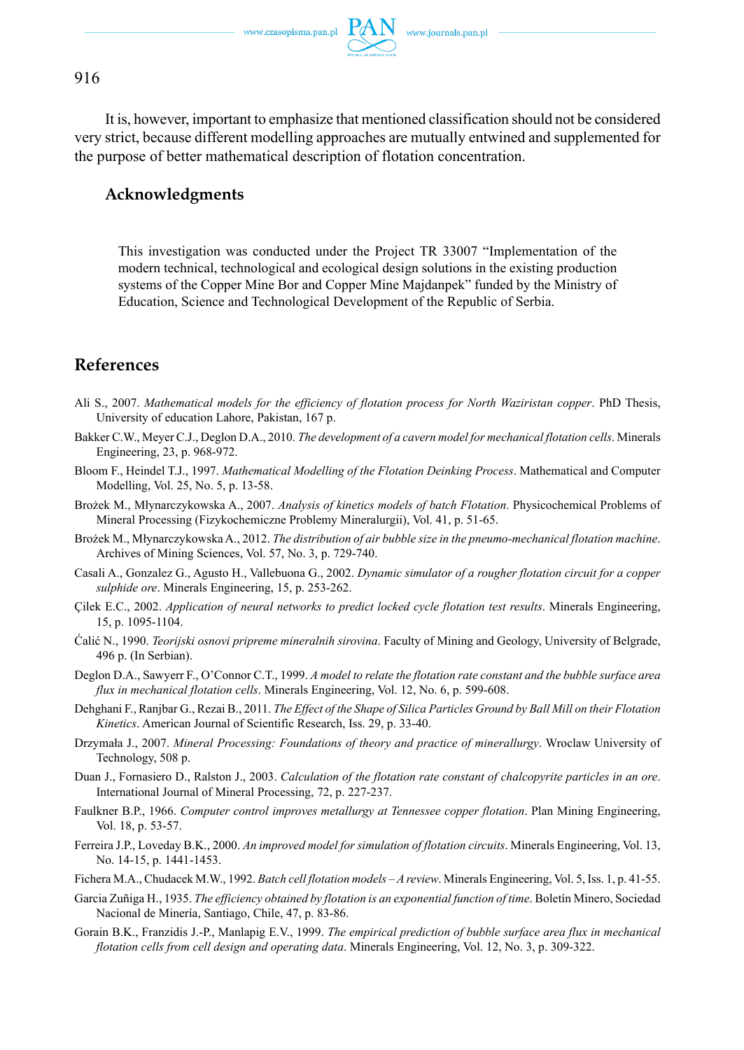It is, however, important to emphasize that mentioned classification should not be considered very strict, because different modelling approaches are mutually entwined and supplemented for the purpose of better mathematical description of flotation concentration.

## Acknowledgments

This investigation was conducted under the Project TR 33007 "Implementation of the modern technical, technological and ecological design solutions in the existing production systems of the Copper Mine Bor and Copper Mine Majdanpek" funded by the Ministry of Education, Science and Technological Development of the Republic of Serbia.

## References

Ali S., 2007. *Mathematical models for the efficiency of flotation process for North Waziristan copper*. PhD Thesis, University of education Lahore, Pakistan, 167 p.

Bakker C.W., Meyer C.J., Deglon D.A., 2010. *The development of a cavern model for mechanical flotation cells*. Minerals Engineering, 23, p. 968-972.

Bloom F., Heindel T.J., 1997. *Mathematical Modelling of the Flotation Deinking Process*. Mathematical and Computer Modelling, Vol. 25, No. 5, p. 13-58.

Brożek M., Młynarczykowska A., 2007. *Analysis of kinetics models of batch Flotation*. Physicochemical Problems of Mineral Processing (Fizykochemiczne Problemy Mineralurgii), Vol. 41, p. 51-65.

Brożek M., Młynarczykowska A., 2012. *The distribution of air bubble size in the pneumo-mechanical flotation machine*. Archives of Mining Sciences, Vol. 57, No. 3, p. 729-740.

Casali A., Gonzalez G., Agusto H., Vallebuona G., 2002. *Dynamic simulator of a rougher flotation circuit for a copper sulphide ore*. Minerals Engineering, 15, p. 253-262.

Çilek E.C., 2002. *Application of neural networks to predict locked cycle flotation test results*. Minerals Engineering, 15, p. 1095-1104.

Ćalić N., 1990. *Teorijski osnovi pripreme mineralnih sirovina*. Faculty of Mining and Geology, University of Belgrade, 496 p. (In Serbian).

Deglon D.A., Sawyerr F., O'Connor C.T., 1999. *A model to relate the flotation rate constant and the bubble surface area flux in mechanical flotation cells*. Minerals Engineering, Vol. 12, No. 6, p. 599-608.

Dehghani F., Ranjbar G., Rezai B., 2011. *The Effect of the Shape of Silica Particles Ground by Ball Mill on their Flotation Kinetics*. American Journal of Scientific Research, Iss. 29, p. 33-40.

Drzymała J., 2007. *Mineral Processing: Foundations of theory and practice of minerallurgy*. Wroclaw University of Technology, 508 p.

Duan J., Fornasiero D., Ralston J., 2003. *Calculation of the flotation rate constant of chalcopyrite particles in an ore*. International Journal of Mineral Processing, 72, p. 227-237.

Faulkner B.P., 1966. *Computer control improves metallurgy at Tennessee copper flotation*. Plan Mining Engineering, Vol. 18, p. 53-57.

Ferreira J.P., Loveday B.K., 2000. *An improved model for simulation of flotation circuits*. Minerals Engineering, Vol. 13, No. 14-15, p. 1441-1453.

Fichera M.A., Chudacek M.W., 1992. *Batch cell flotation models – A review*. Minerals Engineering, Vol. 5, Iss. 1, p. 41-55.

Garcia Zuñiga H., 1935. *The efficiency obtained by flotation is an exponential function of time*. Boletín Minero, Sociedad Nacional de Minería, Santiago, Chile, 47, p. 83-86.

Gorain B.K., Franzidis J.-P., Manlapig E.V., 1999. *The empirical prediction of bubble surface area flux in mechanical flotation cells from cell design and operating data*. Minerals Engineering, Vol. 12, No. 3, p. 309-322.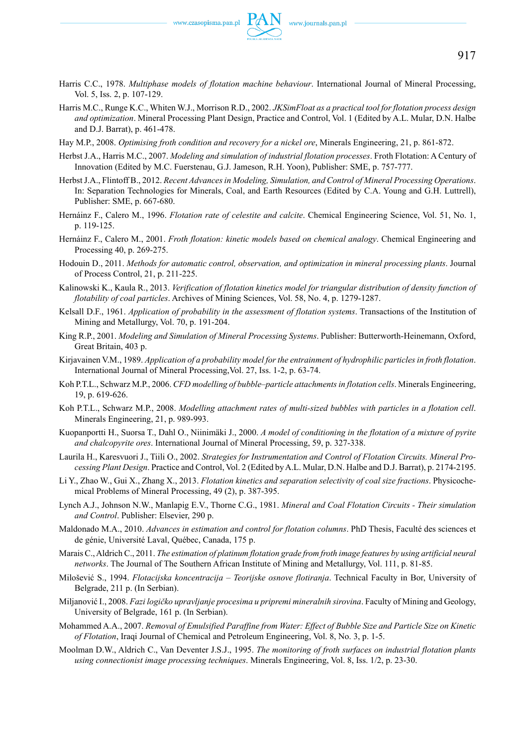Harris C.C., 1978. *Multiphase models of flotation machine behaviour*. International Journal of Mineral Processing, Vol. 5, Iss. 2, p. 107-129.

Harris M.C., Runge K.C., Whiten W.J., Morrison R.D., 2002. *JKSimFloat as a practical tool for flotation process design and optimization*. Mineral Processing Plant Design, Practice and Control, Vol. 1 (Edited by A.L. Mular, D.N. Halbe and D.J. Barrat), p. 461-478.

Hay M.P., 2008. *Optimising froth condition and recovery for a nickel ore*, Minerals Engineering, 21, p. 861-872.

Herbst J.A., Harris M.C., 2007. *Modeling and simulation of industrial flotation processes*. Froth Flotation: A Century of Innovation (Edited by M.C. Fuerstenau, G.J. Jameson, R.H. Yoon), Publisher: SME, p. 757-777.

Herbst J.A., Flintoff B., 2012. *Recent Advances in Modeling, Simulation, and Control of Mineral Processing Operations*. In: Separation Technologies for Minerals, Coal, and Earth Resources (Edited by C.A. Young and G.H. Luttrell), Publisher: SME, p. 667-680.

Hernáinz F., Calero M., 1996. *Flotation rate of celestite and calcite*. Chemical Engineering Science, Vol. 51, No. 1, p. 119-125.

Hernáinz F., Calero M., 2001. *Froth flotation: kinetic models based on chemical analogy*. Chemical Engineering and Processing 40, p. 269-275.

Hodouin D., 2011. *Methods for automatic control, observation, and optimization in mineral processing plants*. Journal of Process Control, 21, p. 211-225.

Kalinowski K., Kaula R., 2013. *Verification of flotation kinetics model for triangular distribution of density function of flotability of coal particles*. Archives of Mining Sciences, Vol. 58, No. 4, p. 1279-1287.

Kelsall D.F., 1961. *Application of probability in the assessment of flotation systems*. Transactions of the Institution of Mining and Metallurgy, Vol. 70, p. 191-204.

King R.P., 2001. *Modeling and Simulation of Mineral Processing Systems*. Publisher: Butterworth-Heinemann, Oxford, Great Britain, 403 p.

Kirjavainen V.M., 1989. *Application of a probability model for the entrainment of hydrophilic particles in froth flotation*. International Journal of Mineral Processing,Vol. 27, Iss. 1-2, p. 63-74.

Koh P.T.L., Schwarz M.P., 2006. *CFD modelling of bubble–particle attachments in flotation cells*. Minerals Engineering, 19, p. 619-626.

Koh P.T.L., Schwarz M.P., 2008. *Modelling attachment rates of multi-sized bubbles with particles in a flotation cell*. Minerals Engineering, 21, p. 989-993.

Kuopanportti H., Suorsa T., Dahl O., Niinimäki J., 2000. *A model of conditioning in the flotation of a mixture of pyrite and chalcopyrite ores*. International Journal of Mineral Processing, 59, p. 327-338.

Laurila H., Karesvuori J., Tiili O., 2002. *Strategies for Instrumentation and Control of Flotation Circuits. Mineral Processing Plant Design*. Practice and Control, Vol. 2 (Edited by A.L. Mular, D.N. Halbe and D.J. Barrat), p. 2174-2195.

Li Y., Zhao W., Gui X., Zhang X., 2013. *Flotation kinetics and separation selectivity of coal size fractions*. Physicochemical Problems of Mineral Processing, 49 (2), p. 387-395.

Lynch A.J., Johnson N.W., Manlapig E.V., Thorne C.G., 1981. *Mineral and Coal Flotation Circuits - Their simulation and Control*. Publisher: Elsevier, 290 p.

Maldonado M.A., 2010. *Advances in estimation and control for flotation columns*. PhD Thesis, Faculté des sciences et de génie, Université Laval, Québec, Canada, 175 p.

Marais C., Aldrich C., 2011. *The estimation of platinum flotation grade from froth image features by using artificial neural networks*. The Journal of The Southern African Institute of Mining and Metallurgy, Vol. 111, p. 81-85.

Milošević S., 1994. *Flotacijska koncentracija – Teorijske osnove flotiranja*. Technical Faculty in Bor, University of Belgrade, 211 p. (In Serbian).

Miljanović I., 2008. *Fazi logičko upravljanje procesima u pripremi mineralnih sirovina*. Faculty of Mining and Geology, University of Belgrade, 161 p. (In Serbian).

Mohammed A.A., 2007. *Removal of Emulsified Paraffine from Water: Effect of Bubble Size and Particle Size on Kinetic of Flotation*, Iraqi Journal of Chemical and Petroleum Engineering, Vol. 8, No. 3, p. 1-5.

Moolman D.W., Aldrich C., Van Deventer J.S.J., 1995. *The monitoring of froth surfaces on industrial flotation plants using connectionist image processing techniques*. Minerals Engineering, Vol. 8, Iss. 1/2, p. 23-30.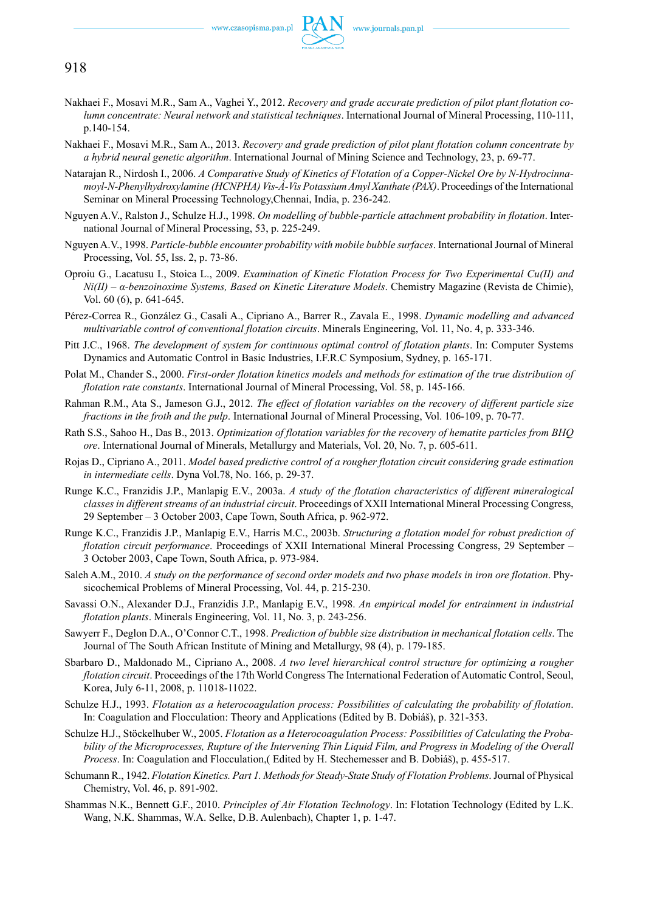Nakhaei F., Mosavi M.R., Sam A., Vaghei Y., 2012. *Recovery and grade accurate prediction of pilot plant flotation column concentrate: Neural network and statistical techniques*. International Journal of Mineral Processing, 110-111, p.140-154.

Nakhaei F., Mosavi M.R., Sam A., 2013. *Recovery and grade prediction of pilot plant flotation column concentrate by a hybrid neural genetic algorithm*. International Journal of Mining Science and Technology, 23, p. 69-77.

Natarajan R., Nirdosh I., 2006. *A Comparative Study of Kinetics of Flotation of a Copper-Nickel Ore by N-Hydrocinnamoyl-N-Phenylhydroxylamine (HCNPHA) Vis-À-Vis Potassium Amyl Xanthate (PAX)*. Proceedings of the International Seminar on Mineral Processing Technology,Chennai, India, p. 236-242.

Nguyen A.V., Ralston J., Schulze H.J., 1998. *On modelling of bubble-particle attachment probability in flotation*. International Journal of Mineral Processing, 53, p. 225-249.

Nguyen A.V., 1998. *Particle-bubble encounter probability with mobile bubble surfaces*. International Journal of Mineral Processing, Vol. 55, Iss. 2, p. 73-86.

Oproiu G., Lacatusu I., Stoica L., 2009. *Examination of Kinetic Flotation Process for Two Experimental Cu(II) and Ni(II) – α-benzoinoxime Systems, Based on Kinetic Literature Models*. Chemistry Magazine (Revista de Chimie), Vol. 60 (6), p. 641-645.

Pérez-Correa R., González G., Casali A., Cipriano A., Barrer R., Zavala E., 1998. *Dynamic modelling and advanced multivariable control of conventional flotation circuits*. Minerals Engineering, Vol. 11, No. 4, p. 333-346.

Pitt J.C., 1968. *The development of system for continuous optimal control of flotation plants*. In: Computer Systems Dynamics and Automatic Control in Basic Industries, I.F.R.C Symposium, Sydney, p. 165-171.

Polat M., Chander S., 2000. *First-order flotation kinetics models and methods for estimation of the true distribution of flotation rate constants*. International Journal of Mineral Processing, Vol. 58, p. 145-166.

Rahman R.M., Ata S., Jameson G.J., 2012. *The effect of flotation variables on the recovery of different particle size fractions in the froth and the pulp*. International Journal of Mineral Processing, Vol. 106-109, p. 70-77.

Rath S.S., Sahoo H., Das B., 2013. *Optimization of flotation variables for the recovery of hematite particles from BHQ ore*. International Journal of Minerals, Metallurgy and Materials, Vol. 20, No. 7, p. 605-611.

Rojas D., Cipriano A., 2011. *Model based predictive control of a rougher flotation circuit considering grade estimation in intermediate cells*. Dyna Vol.78, No. 166, p. 29-37.

Runge K.C., Franzidis J.P., Manlapig E.V., 2003a. *A study of the flotation characteristics of different mineralogical classes in different streams of an industrial circuit*. Proceedings of XXII International Mineral Processing Congress, 29 September – 3 October 2003, Cape Town, South Africa, p. 962-972.

Runge K.C., Franzidis J.P., Manlapig E.V., Harris M.C., 2003b. *Structuring a flotation model for robust prediction of flotation circuit performance*. Proceedings of XXII International Mineral Processing Congress, 29 September – 3 October 2003, Cape Town, South Africa, p. 973-984.

Saleh A.M., 2010. *A study on the performance of second order models and two phase models in iron ore flotation*. Physicochemical Problems of Mineral Processing, Vol. 44, p. 215-230.

Savassi O.N., Alexander D.J., Franzidis J.P., Manlapig E.V., 1998. *An empirical model for entrainment in industrial flotation plants*. Minerals Engineering, Vol. 11, No. 3, p. 243-256.

Sawyerr F., Deglon D.A., O'Connor C.T., 1998. *Prediction of bubble size distribution in mechanical flotation cells*. The Journal of The South African Institute of Mining and Metallurgy, 98 (4), p. 179-185.

Sbarbaro D., Maldonado M., Cipriano A., 2008. *A two level hierarchical control structure for optimizing a rougher flotation circuit*. Proceedings of the 17th World Congress The International Federation of Automatic Control, Seoul, Korea, July 6-11, 2008, p. 11018-11022.

Schulze H.J., 1993. *Flotation as a heterocoagulation process: Possibilities of calculating the probability of flotation*. In: Coagulation and Flocculation: Theory and Applications (Edited by B. Dobiáš), p. 321-353.

Schulze H.J., Stöckelhuber W., 2005. *Flotation as a Heterocoagulation Process: Possibilities of Calculating the Probability of the Microprocesses, Rupture of the Intervening Thin Liquid Film, and Progress in Modeling of the Overall Process*. In: Coagulation and Flocculation,( Edited by H. Stechemesser and B. Dobiáš), p. 455-517.

Schumann R., 1942. *Flotation Kinetics. Part 1. Methods for Steady-State Study of Flotation Problems*. Journal of Physical Chemistry, Vol. 46, p. 891-902.

Shammas N.K., Bennett G.F., 2010. *Principles of Air Flotation Technology*. In: Flotation Technology (Edited by L.K. Wang, N.K. Shammas, W.A. Selke, D.B. Aulenbach), Chapter 1, p. 1-47.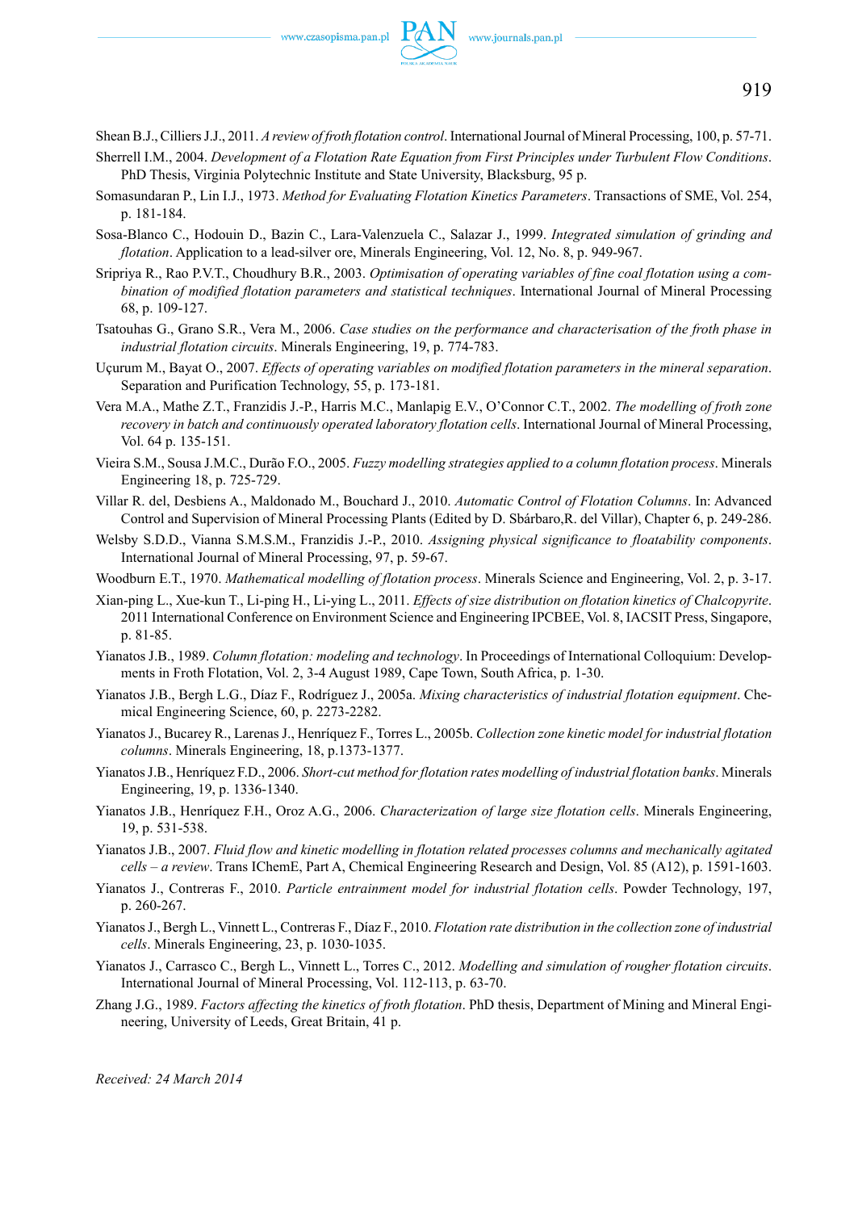Shean B.J., Cilliers J.J., 2011. *A review of froth flotation control*. International Journal of Mineral Processing, 100, p. 57-71.

Sherrell I.M., 2004. *Development of a Flotation Rate Equation from First Principles under Turbulent Flow Conditions*. PhD Thesis, Virginia Polytechnic Institute and State University, Blacksburg, 95 p.

Somasundaran P., Lin I.J., 1973. *Method for Evaluating Flotation Kinetics Parameters*. Transactions of SME, Vol. 254, p. 181-184.

Sosa-Blanco C., Hodouin D., Bazin C., Lara-Valenzuela C., Salazar J., 1999. *Integrated simulation of grinding and flotation*. Application to a lead-silver ore, Minerals Engineering, Vol. 12, No. 8, p. 949-967.

Sripriya R., Rao P.V.T., Choudhury B.R., 2003. *Optimisation of operating variables of fine coal flotation using a combination of modified flotation parameters and statistical techniques*. International Journal of Mineral Processing 68, p. 109-127.

Tsatouhas G., Grano S.R., Vera M., 2006. *Case studies on the performance and characterisation of the froth phase in industrial flotation circuits*. Minerals Engineering, 19, p. 774-783.

Uçurum M., Bayat O., 2007. *Effects of operating variables on modified flotation parameters in the mineral separation*. Separation and Purification Technology, 55, p. 173-181.

Vera M.A., Mathe Z.T., Franzidis J.-P., Harris M.C., Manlapig E.V., O'Connor C.T., 2002. *The modelling of froth zone recovery in batch and continuously operated laboratory flotation cells*. International Journal of Mineral Processing, Vol. 64 p. 135-151.

Vieira S.M., Sousa J.M.C., Durão F.O., 2005. *Fuzzy modelling strategies applied to a column flotation process*. Minerals Engineering 18, p. 725-729.

Villar R. del, Desbiens A., Maldonado M., Bouchard J., 2010. *Automatic Control of Flotation Columns*. In: Advanced Control and Supervision of Mineral Processing Plants (Edited by D. Sbárbaro,R. del Villar), Chapter 6, p. 249-286.

Welsby S.D.D., Vianna S.M.S.M., Franzidis J.-P., 2010. *Assigning physical significance to floatability components*. International Journal of Mineral Processing, 97, p. 59-67.

Woodburn E.T., 1970. *Mathematical modelling of flotation process*. Minerals Science and Engineering, Vol. 2, p. 3-17.

Xian-ping L., Xue-kun T., Li-ping H., Li-ying L., 2011. *Effects of size distribution on flotation kinetics of Chalcopyrite*. 2011 International Conference on Environment Science and Engineering IPCBEE, Vol. 8, IACSIT Press, Singapore, p. 81-85.

Yianatos J.B., 1989. *Column flotation: modeling and technology*. In Proceedings of International Colloquium: Developments in Froth Flotation, Vol. 2, 3-4 August 1989, Cape Town, South Africa, p. 1-30.

Yianatos J.B., Bergh L.G., Díaz F., Rodríguez J., 2005a. *Mixing characteristics of industrial flotation equipment*. Chemical Engineering Science, 60, p. 2273-2282.

Yianatos J., Bucarey R., Larenas J., Henríquez F., Torres L., 2005b. *Collection zone kinetic model for industrial flotation columns*. Minerals Engineering, 18, p.1373-1377.

Yianatos J.B., Henríquez F.D., 2006. *Short-cut method for flotation rates modelling of industrial flotation banks*. Minerals Engineering, 19, p. 1336-1340.

Yianatos J.B., Henríquez F.H., Oroz A.G., 2006. *Characterization of large size flotation cells*. Minerals Engineering, 19, p. 531-538.

Yianatos J.B., 2007. *Fluid flow and kinetic modelling in flotation related processes columns and mechanically agitated cells – a review*. Trans IChemE, Part A, Chemical Engineering Research and Design, Vol. 85 (A12), p. 1591-1603.

Yianatos J., Contreras F., 2010. *Particle entrainment model for industrial flotation cells*. Powder Technology, 197, p. 260-267.

Yianatos J., Bergh L., Vinnett L., Contreras F., Díaz F., 2010. *Flotation rate distribution in the collection zone of industrial cells*. Minerals Engineering, 23, p. 1030-1035.

Yianatos J., Carrasco C., Bergh L., Vinnett L., Torres C., 2012. *Modelling and simulation of rougher flotation circuits*. International Journal of Mineral Processing, Vol. 112-113, p. 63-70.

Zhang J.G., 1989. *Factors affecting the kinetics of froth flotation*. PhD thesis, Department of Mining and Mineral Engineering, University of Leeds, Great Britain, 41 p.

*Received: 24 March 2014*